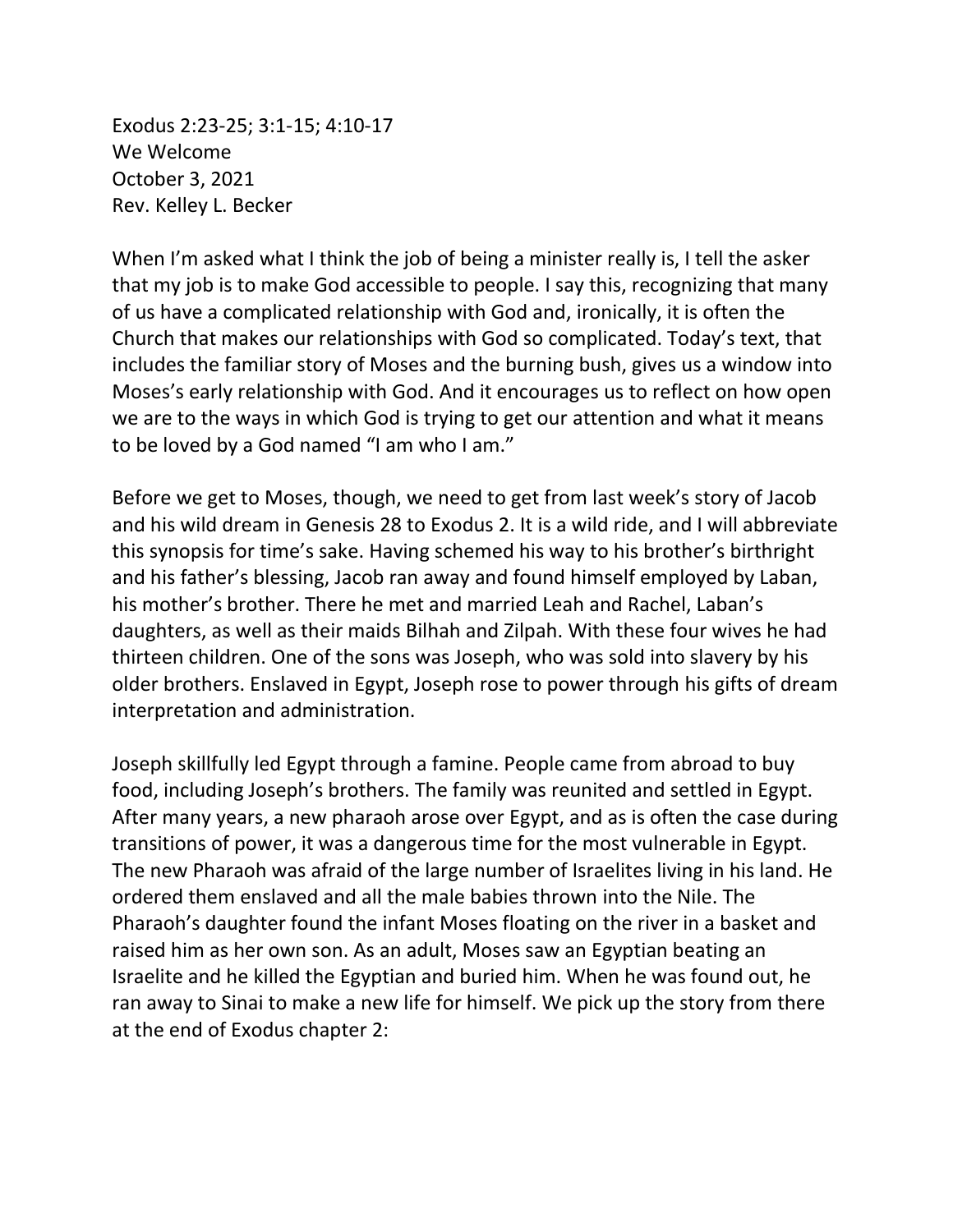Exodus 2:23-25; 3:1-15; 4:10-17
We Welcome
October 3, 2021
Rev. Kelley L. Becker

When I'm asked what I think the job of being a minister really is, I tell the asker that my job is to make God accessible to people. I say this, recognizing that many of us have a complicated relationship with God and, ironically, it is often the Church that makes our relationships with God so complicated. Today's text, that includes the familiar story of Moses and the burning bush, gives us a window into Moses's early relationship with God. And it encourages us to reflect on how open we are to the ways in which God is trying to get our attention and what it means to be loved by a God named "I am who I am."

Before we get to Moses, though, we need to get from last week's story of Jacob and his wild dream in Genesis 28 to Exodus 2. It is a wild ride, and I will abbreviate this synopsis for time's sake. Having schemed his way to his brother's birthright and his father's blessing, Jacob ran away and found himself employed by Laban, his mother's brother. There he met and married Leah and Rachel, Laban's daughters, as well as their maids Bilhah and Zilpah. With these four wives he had thirteen children. One of the sons was Joseph, who was sold into slavery by his older brothers. Enslaved in Egypt, Joseph rose to power through his gifts of dream interpretation and administration.

Joseph skillfully led Egypt through a famine. People came from abroad to buy food, including Joseph's brothers. The family was reunited and settled in Egypt. After many years, a new pharaoh arose over Egypt, and as is often the case during transitions of power, it was a dangerous time for the most vulnerable in Egypt. The new Pharaoh was afraid of the large number of Israelites living in his land. He ordered them enslaved and all the male babies thrown into the Nile. The Pharaoh's daughter found the infant Moses floating on the river in a basket and raised him as her own son. As an adult, Moses saw an Egyptian beating an Israelite and he killed the Egyptian and buried him. When he was found out, he ran away to Sinai to make a new life for himself. We pick up the story from there at the end of Exodus chapter 2: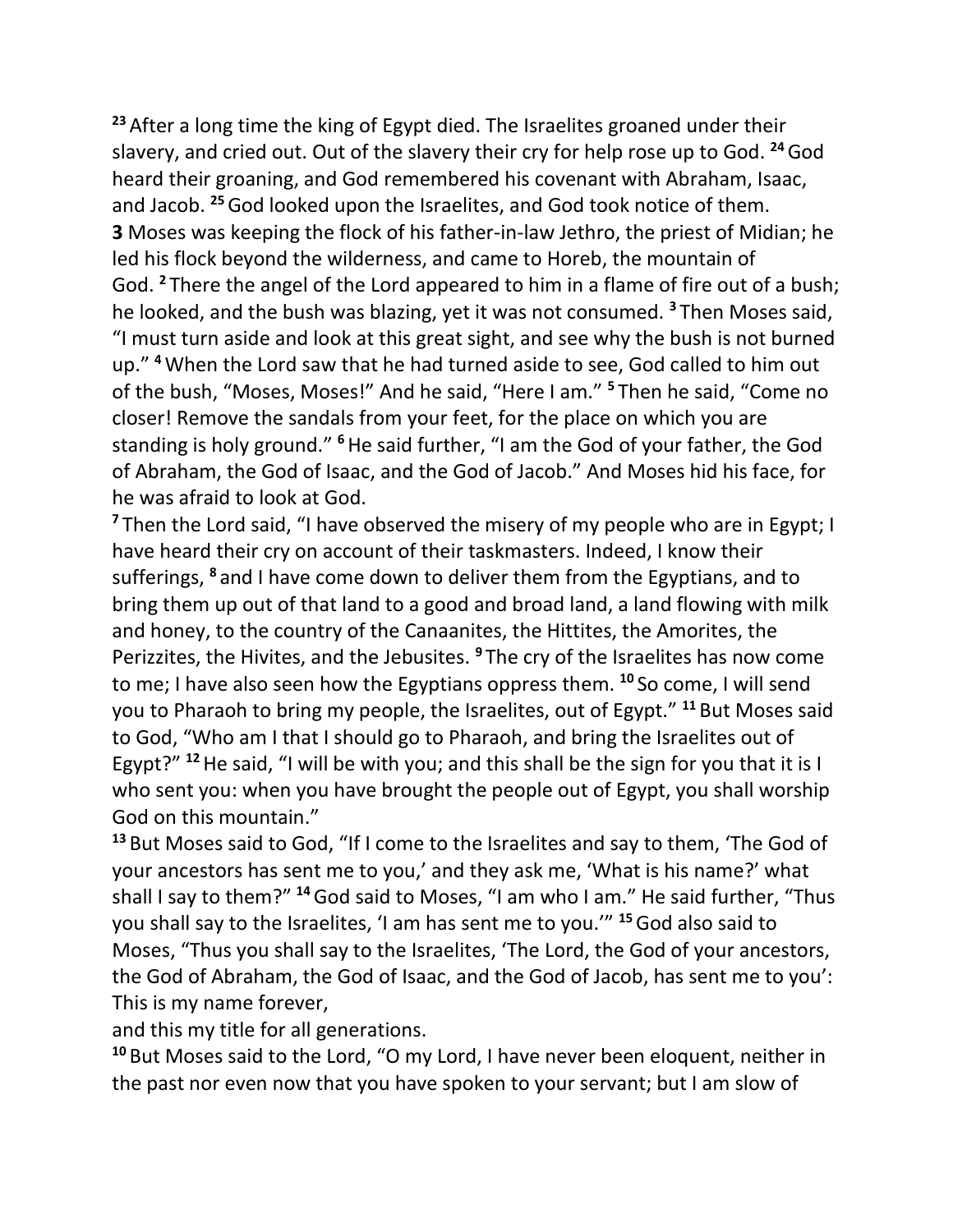[23] After a long time the king of Egypt died. The Israelites groaned under their slavery, and cried out. Out of the slavery their cry for help rose up to God. [24] God heard their groaning, and God remembered his covenant with Abraham, Isaac, and Jacob. [25] God looked upon the Israelites, and God took notice of them.
**3** Moses was keeping the flock of his father-in-law Jethro, the priest of Midian; he led his flock beyond the wilderness, and came to Horeb, the mountain of God. [2] There the angel of the Lord appeared to him in a flame of fire out of a bush; he looked, and the bush was blazing, yet it was not consumed. [3] Then Moses said, "I must turn aside and look at this great sight, and see why the bush is not burned up." [4] When the Lord saw that he had turned aside to see, God called to him out of the bush, "Moses, Moses!" And he said, "Here I am." [5] Then he said, "Come no closer! Remove the sandals from your feet, for the place on which you are standing is holy ground." [6] He said further, "I am the God of your father, the God of Abraham, the God of Isaac, and the God of Jacob." And Moses hid his face, for he was afraid to look at God.
[7] Then the Lord said, "I have observed the misery of my people who are in Egypt; I have heard their cry on account of their taskmasters. Indeed, I know their sufferings, [8] and I have come down to deliver them from the Egyptians, and to bring them up out of that land to a good and broad land, a land flowing with milk and honey, to the country of the Canaanites, the Hittites, the Amorites, the Perizzites, the Hivites, and the Jebusites. [9] The cry of the Israelites has now come to me; I have also seen how the Egyptians oppress them. [10] So come, I will send you to Pharaoh to bring my people, the Israelites, out of Egypt." [11] But Moses said to God, "Who am I that I should go to Pharaoh, and bring the Israelites out of Egypt?" [12] He said, "I will be with you; and this shall be the sign for you that it is I who sent you: when you have brought the people out of Egypt, you shall worship God on this mountain."
[13] But Moses said to God, "If I come to the Israelites and say to them, 'The God of your ancestors has sent me to you,' and they ask me, 'What is his name?' what shall I say to them?" [14] God said to Moses, "I am who I am." He said further, "Thus you shall say to the Israelites, 'I am has sent me to you.'" [15] God also said to Moses, "Thus you shall say to the Israelites, 'The Lord, the God of your ancestors, the God of Abraham, the God of Isaac, and the God of Jacob, has sent me to you': This is my name forever,
and this my title for all generations.
[10] But Moses said to the Lord, "O my Lord, I have never been eloquent, neither in the past nor even now that you have spoken to your servant; but I am slow of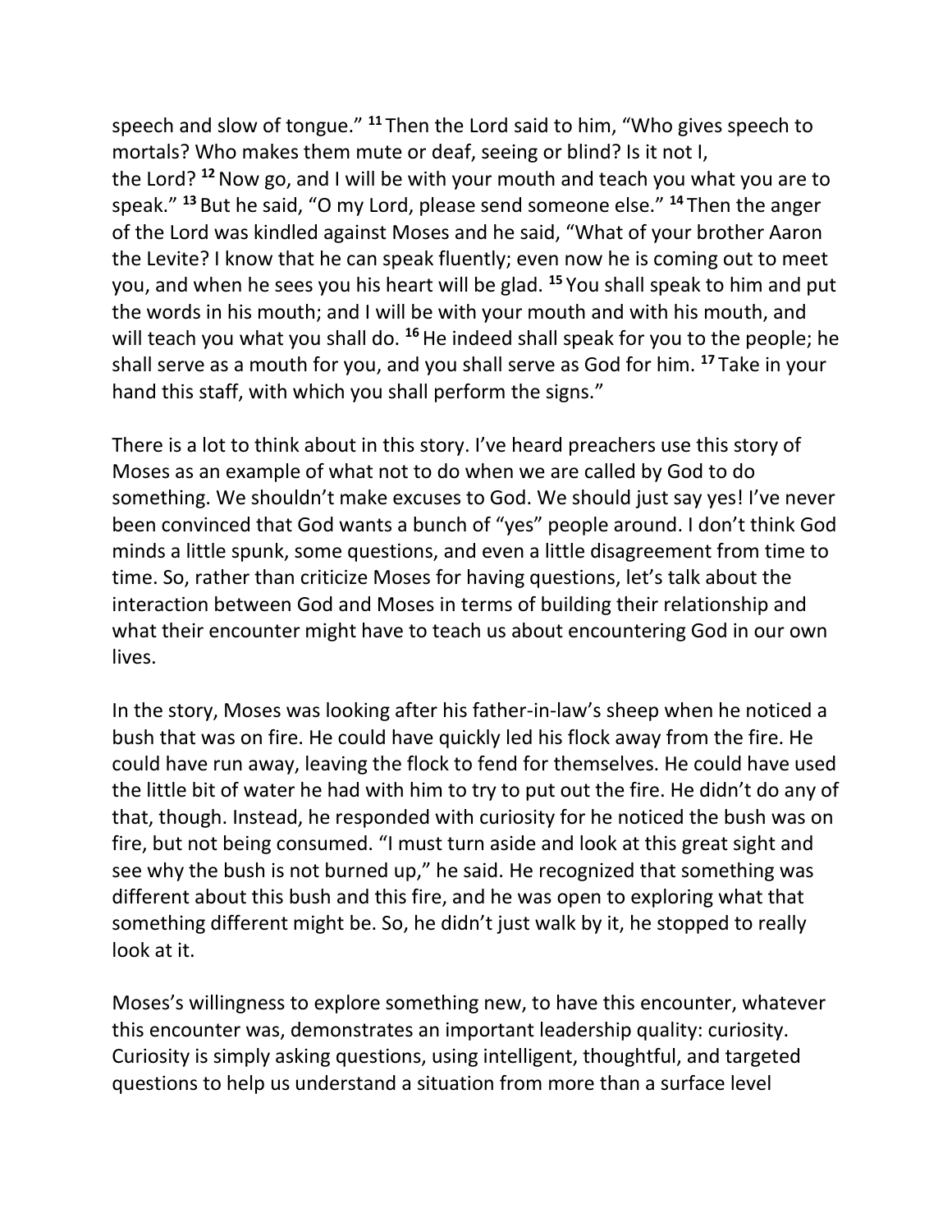speech and slow of tongue.” [11] Then the Lord said to him, “Who gives speech to mortals? Who makes them mute or deaf, seeing or blind? Is it not I, the Lord? [12] Now go, and I will be with your mouth and teach you what you are to speak.” [13] But he said, “O my Lord, please send someone else.” [14] Then the anger of the Lord was kindled against Moses and he said, “What of your brother Aaron the Levite? I know that he can speak fluently; even now he is coming out to meet you, and when he sees you his heart will be glad. [15] You shall speak to him and put the words in his mouth; and I will be with your mouth and with his mouth, and will teach you what you shall do. [16] He indeed shall speak for you to the people; he shall serve as a mouth for you, and you shall serve as God for him. [17] Take in your hand this staff, with which you shall perform the signs.”

There is a lot to think about in this story. I’ve heard preachers use this story of Moses as an example of what not to do when we are called by God to do something. We shouldn’t make excuses to God. We should just say yes! I’ve never been convinced that God wants a bunch of “yes” people around. I don’t think God minds a little spunk, some questions, and even a little disagreement from time to time. So, rather than criticize Moses for having questions, let’s talk about the interaction between God and Moses in terms of building their relationship and what their encounter might have to teach us about encountering God in our own lives.

In the story, Moses was looking after his father-in-law’s sheep when he noticed a bush that was on fire. He could have quickly led his flock away from the fire. He could have run away, leaving the flock to fend for themselves. He could have used the little bit of water he had with him to try to put out the fire. He didn’t do any of that, though. Instead, he responded with curiosity for he noticed the bush was on fire, but not being consumed. “I must turn aside and look at this great sight and see why the bush is not burned up,” he said. He recognized that something was different about this bush and this fire, and he was open to exploring what that something different might be. So, he didn’t just walk by it, he stopped to really look at it.

Moses’s willingness to explore something new, to have this encounter, whatever this encounter was, demonstrates an important leadership quality: curiosity. Curiosity is simply asking questions, using intelligent, thoughtful, and targeted questions to help us understand a situation from more than a surface level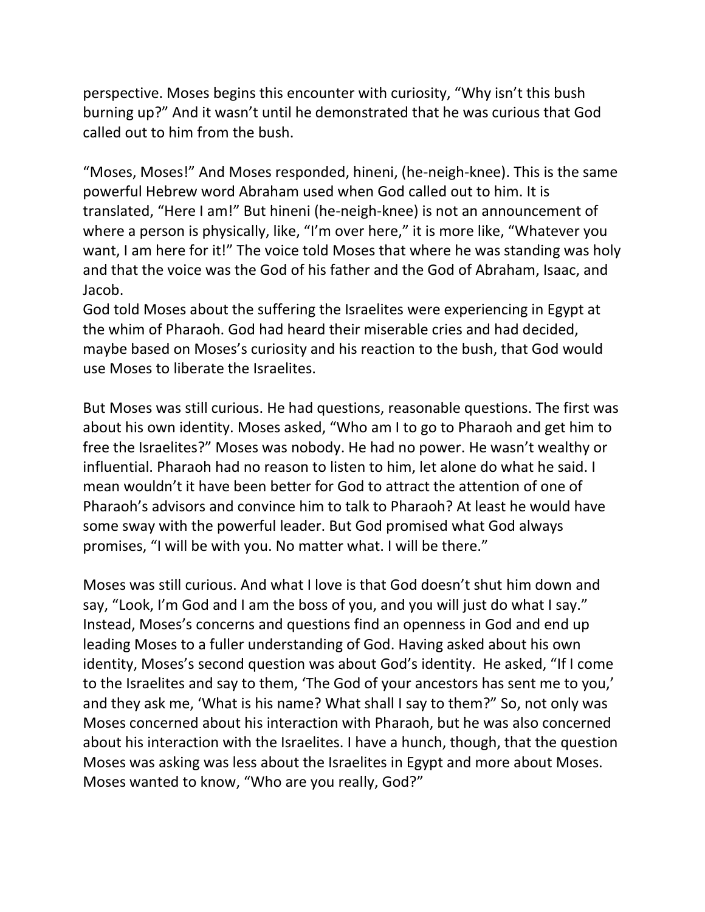perspective. Moses begins this encounter with curiosity, "Why isn't this bush burning up?" And it wasn't until he demonstrated that he was curious that God called out to him from the bush.

"Moses, Moses!" And Moses responded, hineni, (he-neigh-knee). This is the same powerful Hebrew word Abraham used when God called out to him. It is translated, "Here I am!" But hineni (he-neigh-knee) is not an announcement of where a person is physically, like, "I'm over here," it is more like, "Whatever you want, I am here for it!" The voice told Moses that where he was standing was holy and that the voice was the God of his father and the God of Abraham, Isaac, and Jacob.
God told Moses about the suffering the Israelites were experiencing in Egypt at the whim of Pharaoh. God had heard their miserable cries and had decided, maybe based on Moses's curiosity and his reaction to the bush, that God would use Moses to liberate the Israelites.

But Moses was still curious. He had questions, reasonable questions. The first was about his own identity. Moses asked, "Who am I to go to Pharaoh and get him to free the Israelites?" Moses was nobody. He had no power. He wasn't wealthy or influential. Pharaoh had no reason to listen to him, let alone do what he said. I mean wouldn't it have been better for God to attract the attention of one of Pharaoh's advisors and convince him to talk to Pharaoh? At least he would have some sway with the powerful leader. But God promised what God always promises, "I will be with you. No matter what. I will be there."

Moses was still curious. And what I love is that God doesn't shut him down and say, "Look, I'm God and I am the boss of you, and you will just do what I say." Instead, Moses's concerns and questions find an openness in God and end up leading Moses to a fuller understanding of God. Having asked about his own identity, Moses's second question was about God's identity. He asked, "If I come to the Israelites and say to them, 'The God of your ancestors has sent me to you,' and they ask me, 'What is his name? What shall I say to them?" So, not only was Moses concerned about his interaction with Pharaoh, but he was also concerned about his interaction with the Israelites. I have a hunch, though, that the question Moses was asking was less about the Israelites in Egypt and more about Moses. Moses wanted to know, "Who are you really, God?"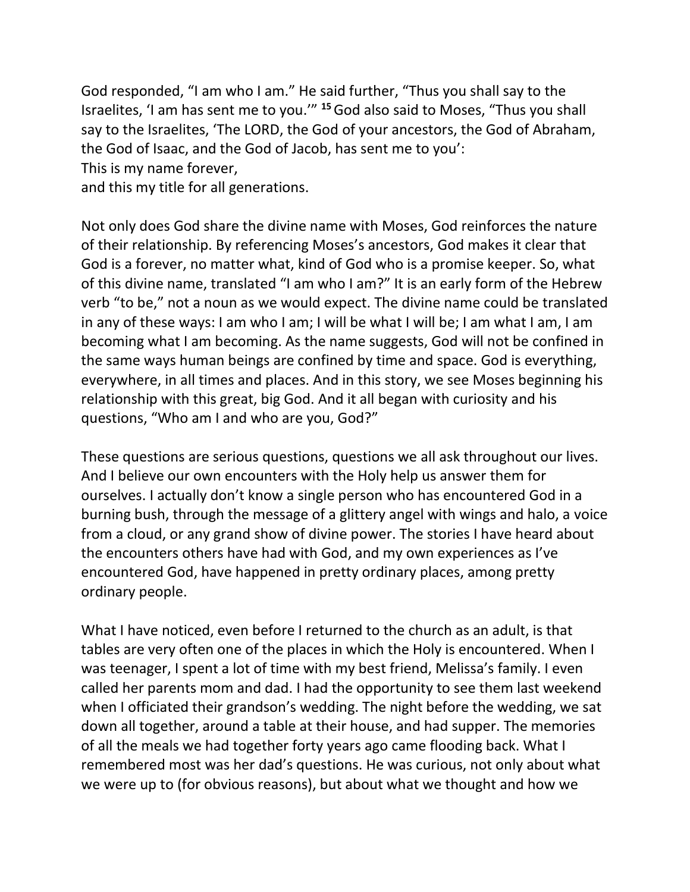God responded, "I am who I am." He said further, "Thus you shall say to the Israelites, 'I am has sent me to you.'" **15** God also said to Moses, "Thus you shall say to the Israelites, 'The LORD, the God of your ancestors, the God of Abraham, the God of Isaac, and the God of Jacob, has sent me to you':
This is my name forever,
and this my title for all generations.

Not only does God share the divine name with Moses, God reinforces the nature of their relationship. By referencing Moses's ancestors, God makes it clear that God is a forever, no matter what, kind of God who is a promise keeper. So, what of this divine name, translated "I am who I am?" It is an early form of the Hebrew verb "to be," not a noun as we would expect. The divine name could be translated in any of these ways: I am who I am; I will be what I will be; I am what I am, I am becoming what I am becoming. As the name suggests, God will not be confined in the same ways human beings are confined by time and space. God is everything, everywhere, in all times and places. And in this story, we see Moses beginning his relationship with this great, big God. And it all began with curiosity and his questions, "Who am I and who are you, God?"

These questions are serious questions, questions we all ask throughout our lives. And I believe our own encounters with the Holy help us answer them for ourselves. I actually don't know a single person who has encountered God in a burning bush, through the message of a glittery angel with wings and halo, a voice from a cloud, or any grand show of divine power. The stories I have heard about the encounters others have had with God, and my own experiences as I've encountered God, have happened in pretty ordinary places, among pretty ordinary people.

What I have noticed, even before I returned to the church as an adult, is that tables are very often one of the places in which the Holy is encountered. When I was teenager, I spent a lot of time with my best friend, Melissa's family. I even called her parents mom and dad. I had the opportunity to see them last weekend when I officiated their grandson's wedding. The night before the wedding, we sat down all together, around a table at their house, and had supper. The memories of all the meals we had together forty years ago came flooding back. What I remembered most was her dad's questions. He was curious, not only about what we were up to (for obvious reasons), but about what we thought and how we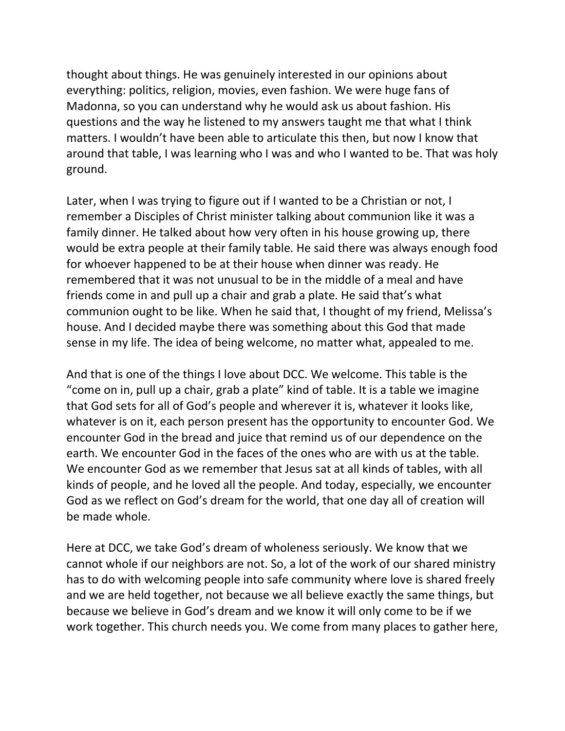thought about things. He was genuinely interested in our opinions about everything: politics, religion, movies, even fashion. We were huge fans of Madonna, so you can understand why he would ask us about fashion. His questions and the way he listened to my answers taught me that what I think matters. I wouldn't have been able to articulate this then, but now I know that around that table, I was learning who I was and who I wanted to be. That was holy ground.

Later, when I was trying to figure out if I wanted to be a Christian or not, I remember a Disciples of Christ minister talking about communion like it was a family dinner. He talked about how very often in his house growing up, there would be extra people at their family table. He said there was always enough food for whoever happened to be at their house when dinner was ready. He remembered that it was not unusual to be in the middle of a meal and have friends come in and pull up a chair and grab a plate. He said that's what communion ought to be like. When he said that, I thought of my friend, Melissa's house. And I decided maybe there was something about this God that made sense in my life. The idea of being welcome, no matter what, appealed to me.

And that is one of the things I love about DCC. We welcome. This table is the "come on in, pull up a chair, grab a plate" kind of table. It is a table we imagine that God sets for all of God's people and wherever it is, whatever it looks like, whatever is on it, each person present has the opportunity to encounter God. We encounter God in the bread and juice that remind us of our dependence on the earth. We encounter God in the faces of the ones who are with us at the table. We encounter God as we remember that Jesus sat at all kinds of tables, with all kinds of people, and he loved all the people. And today, especially, we encounter God as we reflect on God's dream for the world, that one day all of creation will be made whole.

Here at DCC, we take God's dream of wholeness seriously. We know that we cannot whole if our neighbors are not. So, a lot of the work of our shared ministry has to do with welcoming people into safe community where love is shared freely and we are held together, not because we all believe exactly the same things, but because we believe in God's dream and we know it will only come to be if we work together. This church needs you. We come from many places to gather here,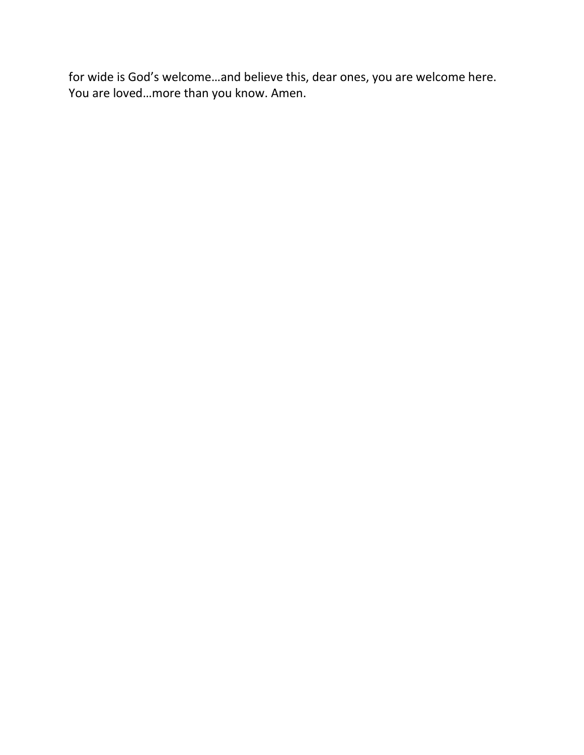for wide is God's welcome…and believe this, dear ones, you are welcome here. You are loved…more than you know. Amen.